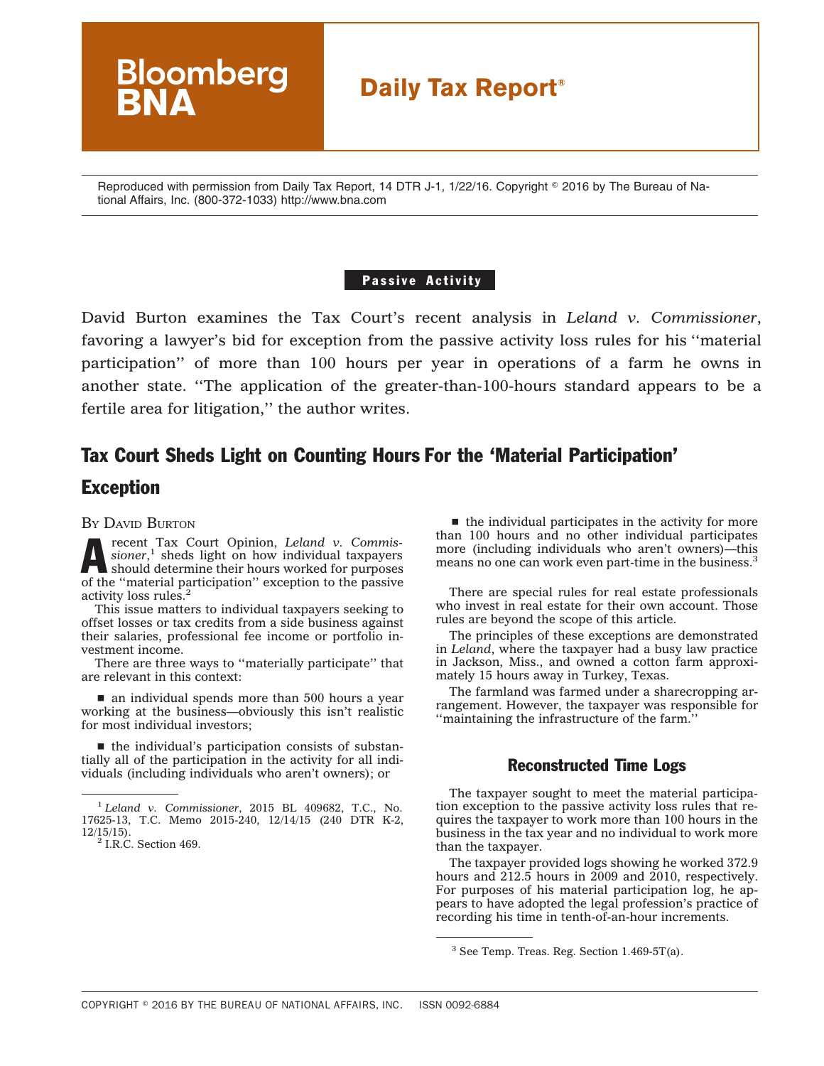Bloomberg BNA

**Daily Tax Report®**

Reproduced with permission from Daily Tax Report, 14 DTR J-1, 1/22/16. Copyright © 2016 by The Bureau of National Affairs, Inc. (800-372-1033) http://www.bna.com

**Passive Activity**

David Burton examines the Tax Court's recent analysis in *Leland v. Commissioner*, favoring a lawyer's bid for exception from the passive activity loss rules for his ''material participation'' of more than 100 hours per year in operations of a farm he owns in another state. ''The application of the greater-than-100-hours standard appears to be a fertile area for litigation,'' the author writes.

# Tax Court Sheds Light on Counting Hours For the 'Material Participation' Exception

By David Burton

A recent Tax Court Opinion, *Leland v. Commissioner*,[1] sheds light on how individual taxpayers should determine their hours worked for purposes of the ''material participation'' exception to the passive activity loss rules.[2]

This issue matters to individual taxpayers seeking to offset losses or tax credits from a side business against their salaries, professional fee income or portfolio investment income.

There are three ways to ''materially participate'' that are relevant in this context:

- an individual spends more than 500 hours a year working at the business—obviously this isn't realistic for most individual investors;
- the individual's participation consists of substantially all of the participation in the activity for all individuals (including individuals who aren't owners); or
- the individual participates in the activity for more than 100 hours and no other individual participates more (including individuals who aren't owners)—this means no one can work even part-time in the business.[3]

There are special rules for real estate professionals who invest in real estate for their own account. Those rules are beyond the scope of this article.

The principles of these exceptions are demonstrated in *Leland*, where the taxpayer had a busy law practice in Jackson, Miss., and owned a cotton farm approximately 15 hours away in Turkey, Texas.

The farmland was farmed under a sharecropping arrangement. However, the taxpayer was responsible for ''maintaining the infrastructure of the farm.''

## Reconstructed Time Logs

The taxpayer sought to meet the material participation exception to the passive activity loss rules that requires the taxpayer to work more than 100 hours in the business in the tax year and no individual to work more than the taxpayer.

The taxpayer provided logs showing he worked 372.9 hours and 212.5 hours in 2009 and 2010, respectively. For purposes of his material participation log, he appears to have adopted the legal profession's practice of recording his time in tenth-of-an-hour increments.

---

[1] *Leland v. Commissioner*, 2015 BL 409682, T.C., No. 17625-13, T.C. Memo 2015-240, 12/14/15 (240 DTR K-2, 12/15/15).

[2] I.R.C. Section 469.

[3] See Temp. Treas. Reg. Section 1.469-5T(a).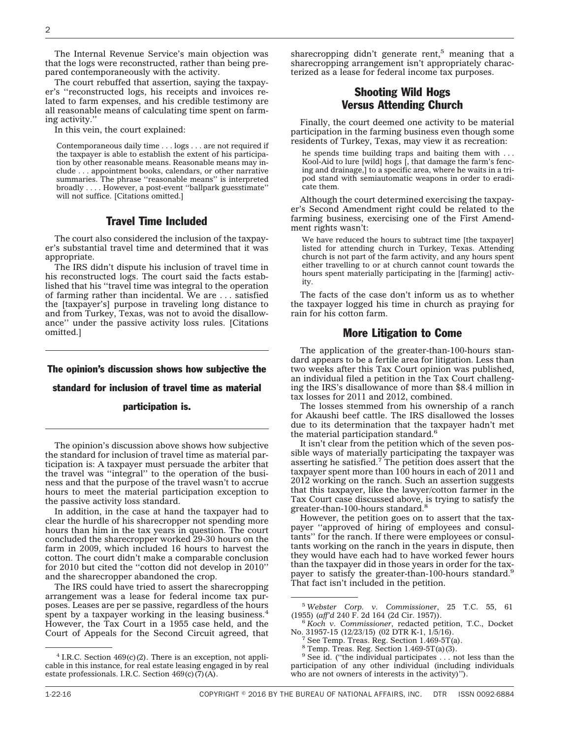The Internal Revenue Service's main objection was that the logs were reconstructed, rather than being prepared contemporaneously with the activity.

The court rebuffed that assertion, saying the taxpayer's ''reconstructed logs, his receipts and invoices related to farm expenses, and his credible testimony are all reasonable means of calculating time spent on farming activity.''

In this vein, the court explained:

> Contemporaneous daily time . . . logs . . . are not required if the taxpayer is able to establish the extent of his participation by other reasonable means. Reasonable means may include . . . appointment books, calendars, or other narrative summaries. The phrase ''reasonable means'' is interpreted broadly . . . . However, a post-event ''ballpark guesstimate'' will not suffice. [Citations omitted.]

## Travel Time Included

The court also considered the inclusion of the taxpayer's substantial travel time and determined that it was appropriate.

The IRS didn't dispute his inclusion of travel time in his reconstructed logs. The court said the facts established that his ''travel time was integral to the operation of farming rather than incidental. We are . . . satisfied the [taxpayer's] purpose in traveling long distance to and from Turkey, Texas, was not to avoid the disallowance'' under the passive activity loss rules. [Citations omitted.]

**The opinion's discussion shows how subjective the standard for inclusion of travel time as material participation is.**

The opinion's discussion above shows how subjective the standard for inclusion of travel time as material participation is: A taxpayer must persuade the arbiter that the travel was ''integral'' to the operation of the business and that the purpose of the travel wasn't to accrue hours to meet the material participation exception to the passive activity loss standard.

In addition, in the case at hand the taxpayer had to clear the hurdle of his sharecropper not spending more hours than him in the tax years in question. The court concluded the sharecropper worked 29-30 hours on the farm in 2009, which included 16 hours to harvest the cotton. The court didn't make a comparable conclusion for 2010 but cited the ''cotton did not develop in 2010'' and the sharecropper abandoned the crop.

The IRS could have tried to assert the sharecropping arrangement was a lease for federal income tax purposes. Leases are per se passive, regardless of the hours spent by a taxpayer working in the leasing business.[4] However, the Tax Court in a 1955 case held, and the Court of Appeals for the Second Circuit agreed, that sharecropping didn't generate rent,[5] meaning that a sharecropping arrangement isn't appropriately characterized as a lease for federal income tax purposes.

## Shooting Wild Hogs Versus Attending Church

Finally, the court deemed one activity to be material participation in the farming business even though some residents of Turkey, Texas, may view it as recreation:

> he spends time building traps and baiting them with . . . Kool-Aid to lure [wild] hogs [, that damage the farm's fencing and drainage,] to a specific area, where he waits in a tripod stand with semiautomatic weapons in order to eradicate them.

Although the court determined exercising the taxpayer's Second Amendment right could be related to the farming business, exercising one of the First Amendment rights wasn't:

> We have reduced the hours to subtract time [the taxpayer] listed for attending church in Turkey, Texas. Attending church is not part of the farm activity, and any hours spent either travelling to or at church cannot count towards the hours spent materially participating in the [farming] activity.

The facts of the case don't inform us as to whether the taxpayer logged his time in church as praying for rain for his cotton farm.

## More Litigation to Come

The application of the greater-than-100-hours standard appears to be a fertile area for litigation. Less than two weeks after this Tax Court opinion was published, an individual filed a petition in the Tax Court challenging the IRS's disallowance of more than $8.4 million in tax losses for 2011 and 2012, combined.

The losses stemmed from his ownership of a ranch for Akaushi beef cattle. The IRS disallowed the losses due to its determination that the taxpayer hadn't met the material participation standard.[6]

It isn't clear from the petition which of the seven possible ways of materially participating the taxpayer was asserting he satisfied.[7] The petition does assert that the taxpayer spent more than 100 hours in each of 2011 and 2012 working on the ranch. Such an assertion suggests that this taxpayer, like the lawyer/cotton farmer in the Tax Court case discussed above, is trying to satisfy the greater-than-100-hours standard.[8]

However, the petition goes on to assert that the taxpayer ''approved of hiring of employees and consultants'' for the ranch. If there were employees or consultants working on the ranch in the years in dispute, then they would have each had to have worked fewer hours than the taxpayer did in those years in order for the taxpayer to satisfy the greater-than-100-hours standard.[9] That fact isn't included in the petition.

---

[4] I.R.C. Section 469(c)(2). There is an exception, not applicable in this instance, for real estate leasing engaged in by real estate professionals. I.R.C. Section 469(c)(7)(A).

[5] *Webster Corp. v. Commissioner*, 25 T.C. 55, 61 (1955) (*aff'd* 240 F. 2d 164 (2d Cir. 1957)).

[6] *Koch v. Commissioner*, redacted petition, T.C., Docket No. 31957-15 (12/23/15) (02 DTR K-1, 1/5/16).

[7] See Temp. Treas. Reg. Section 1.469-5T(a).

[8] Temp. Treas. Reg. Section 1.469-5T(a)(3).

[9] See id. (''the individual participates . . . not less than the participation of any other individual (including individuals who are not owners of interests in the activity)'').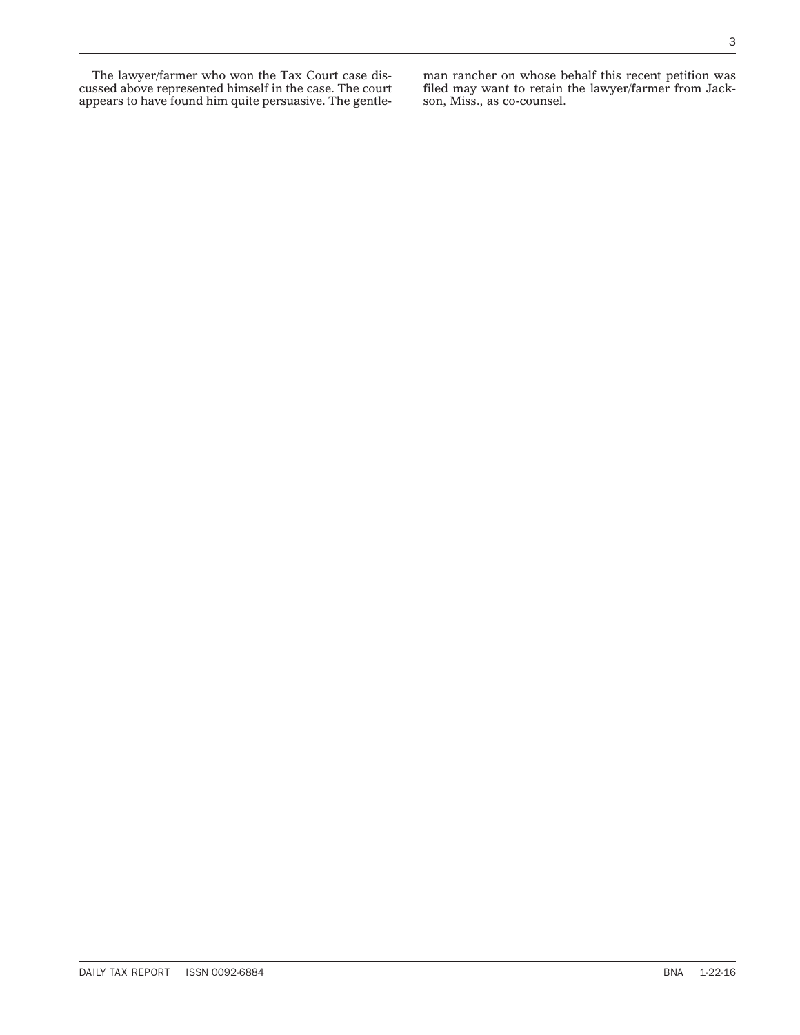The lawyer/farmer who won the Tax Court case discussed above represented himself in the case. The court appears to have found him quite persuasive. The gentleman rancher on whose behalf this recent petition was filed may want to retain the lawyer/farmer from Jackson, Miss., as co-counsel.